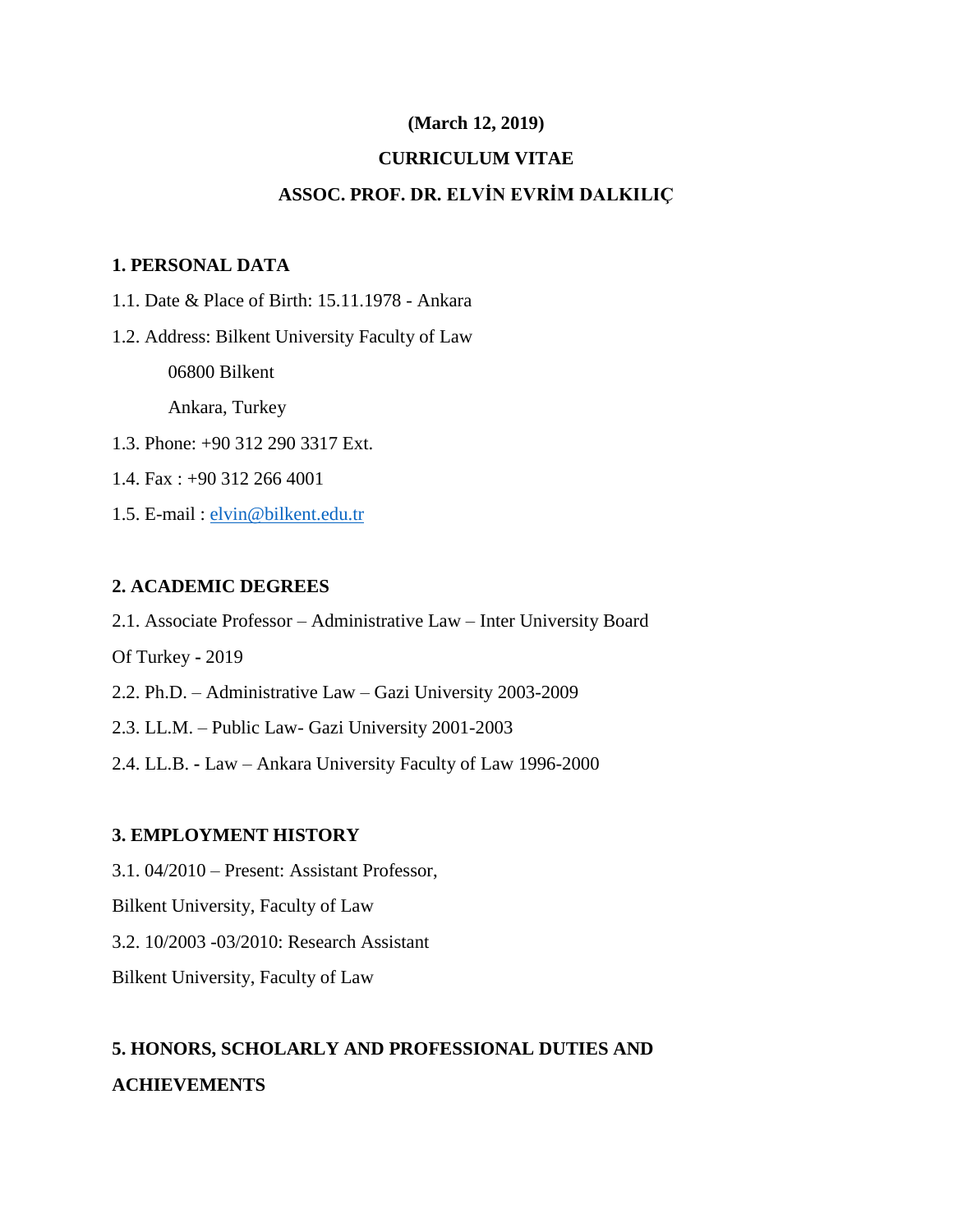**(March 12, 2019)**

# CURRICULUM VITAE

# ASSOC. PROF. DR. ELVİN EVRİM DALKILIÇ

## 1. PERSONAL DATA

1.1. Date & Place of Birth: 15.11.1978 - Ankara

1.2. Address: Bilkent University Faculty of Law

06800 Bilkent

Ankara, Turkey

1.3. Phone: +90 312 290 3317 Ext.

1.4. Fax : +90 312 266 4001

1.5. E-mail : elvin@bilkent.edu.tr

## 2. ACADEMIC DEGREES

2.1. Associate Professor – Administrative Law – Inter University Board Of Turkey - 2019

2.2. Ph.D. – Administrative Law – Gazi University 2003-2009

2.3. LL.M. – Public Law- Gazi University 2001-2003

2.4. LL.B. - Law – Ankara University Faculty of Law 1996-2000

## 3. EMPLOYMENT HISTORY

3.1. 04/2010 – Present: Assistant Professor,

Bilkent University, Faculty of Law

3.2. 10/2003 -03/2010: Research Assistant

Bilkent University, Faculty of Law

## 5. HONORS, SCHOLARLY AND PROFESSIONAL DUTIES AND ACHIEVEMENTS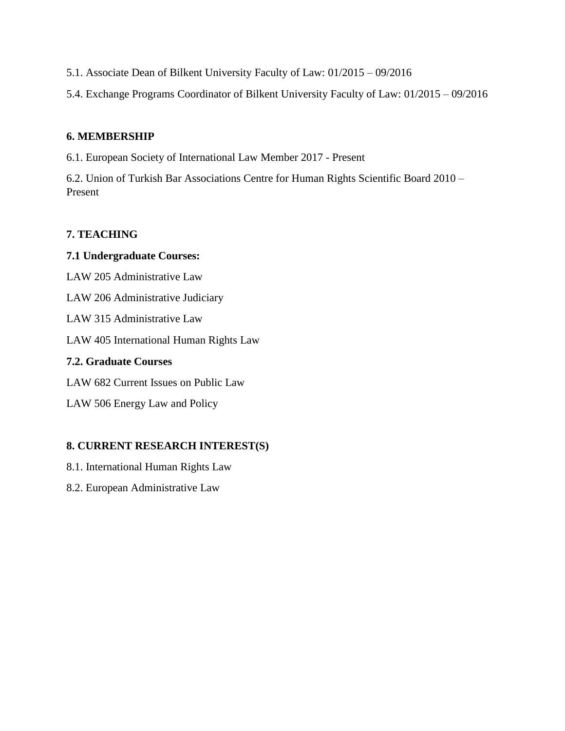5.1. Associate Dean of Bilkent University Faculty of Law: 01/2015 – 09/2016

5.4. Exchange Programs Coordinator of Bilkent University Faculty of Law: 01/2015 – 09/2016

## 6. MEMBERSHIP

6.1. European Society of International Law Member 2017 - Present

6.2. Union of Turkish Bar Associations Centre for Human Rights Scientific Board 2010 – Present

## 7. TEACHING

### 7.1 Undergraduate Courses:

LAW 205 Administrative Law

LAW 206 Administrative Judiciary

LAW 315 Administrative Law

LAW 405 International Human Rights Law

### 7.2. Graduate Courses

LAW 682 Current Issues on Public Law

LAW 506 Energy Law and Policy

## 8. CURRENT RESEARCH INTEREST(S)

8.1. International Human Rights Law

8.2. European Administrative Law